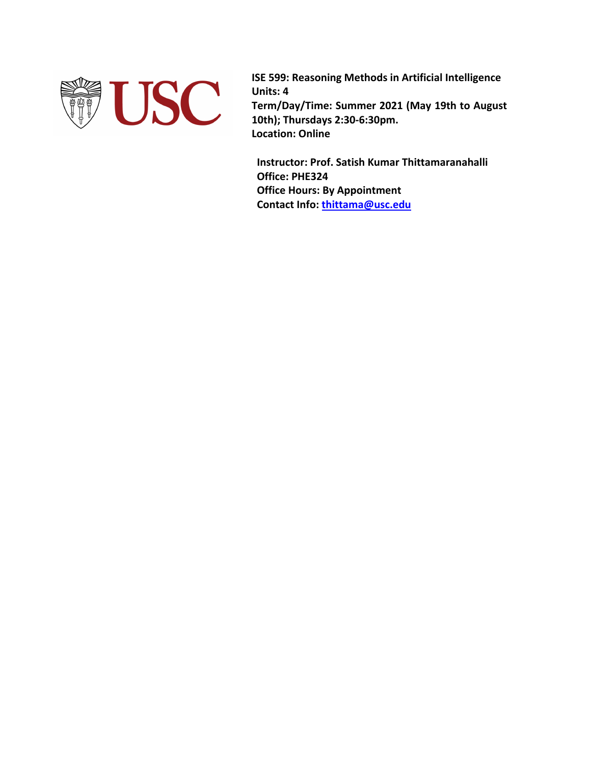**ISE 599: Reasoning Methods in Artificial Intelligence**
**Units: 4**
**Term/Day/Time: Summer 2021 (May 19th to August 10th); Thursdays 2:30-6:30pm.**
**Location: Online**

**Instructor: Prof. Satish Kumar Thittamaranahalli**
**Office: PHE324**
**Office Hours: By Appointment**
**Contact Info: thittama@usc.edu**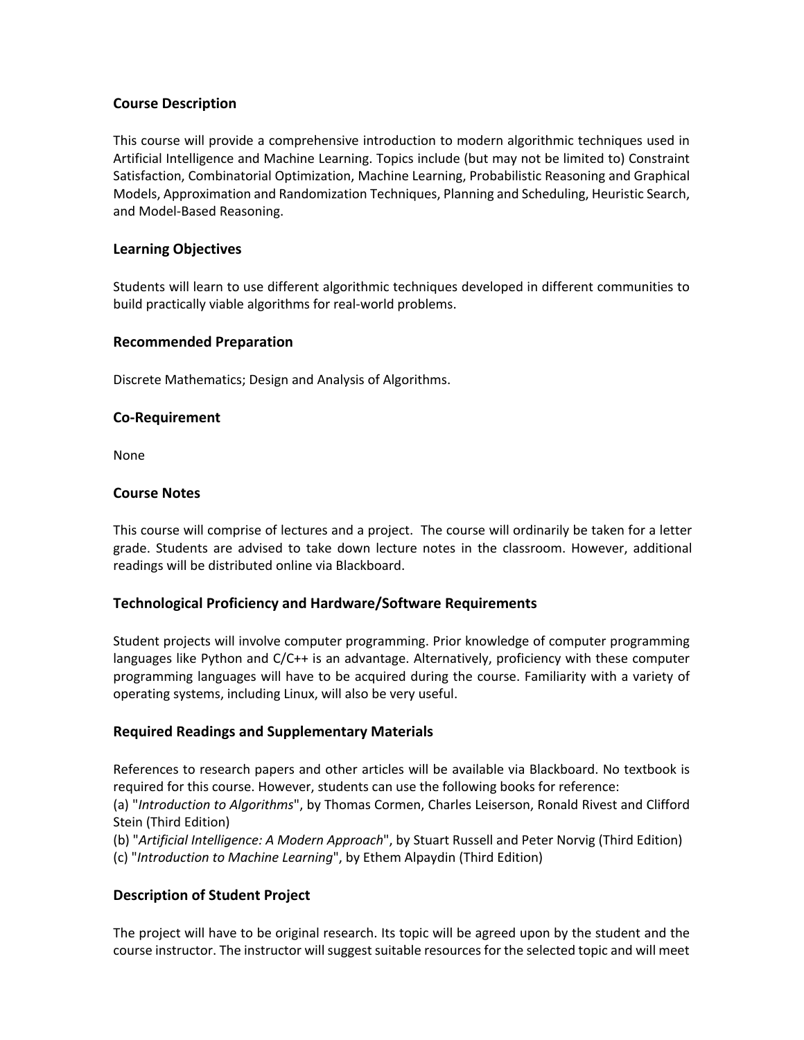### Course Description

This course will provide a comprehensive introduction to modern algorithmic techniques used in Artificial Intelligence and Machine Learning. Topics include (but may not be limited to) Constraint Satisfaction, Combinatorial Optimization, Machine Learning, Probabilistic Reasoning and Graphical Models, Approximation and Randomization Techniques, Planning and Scheduling, Heuristic Search, and Model-Based Reasoning.

### Learning Objectives

Students will learn to use different algorithmic techniques developed in different communities to build practically viable algorithms for real-world problems.

### Recommended Preparation

Discrete Mathematics; Design and Analysis of Algorithms.

### Co-Requirement

None

### Course Notes

This course will comprise of lectures and a project. The course will ordinarily be taken for a letter grade. Students are advised to take down lecture notes in the classroom. However, additional readings will be distributed online via Blackboard.

### Technological Proficiency and Hardware/Software Requirements

Student projects will involve computer programming. Prior knowledge of computer programming languages like Python and C/C++ is an advantage. Alternatively, proficiency with these computer programming languages will have to be acquired during the course. Familiarity with a variety of operating systems, including Linux, will also be very useful.

### Required Readings and Supplementary Materials

References to research papers and other articles will be available via Blackboard. No textbook is required for this course. However, students can use the following books for reference:
(a) "*Introduction to Algorithms*", by Thomas Cormen, Charles Leiserson, Ronald Rivest and Clifford Stein (Third Edition)
(b) "*Artificial Intelligence: A Modern Approach*", by Stuart Russell and Peter Norvig (Third Edition)
(c) "*Introduction to Machine Learning*", by Ethem Alpaydin (Third Edition)

### Description of Student Project

The project will have to be original research. Its topic will be agreed upon by the student and the course instructor. The instructor will suggest suitable resources for the selected topic and will meet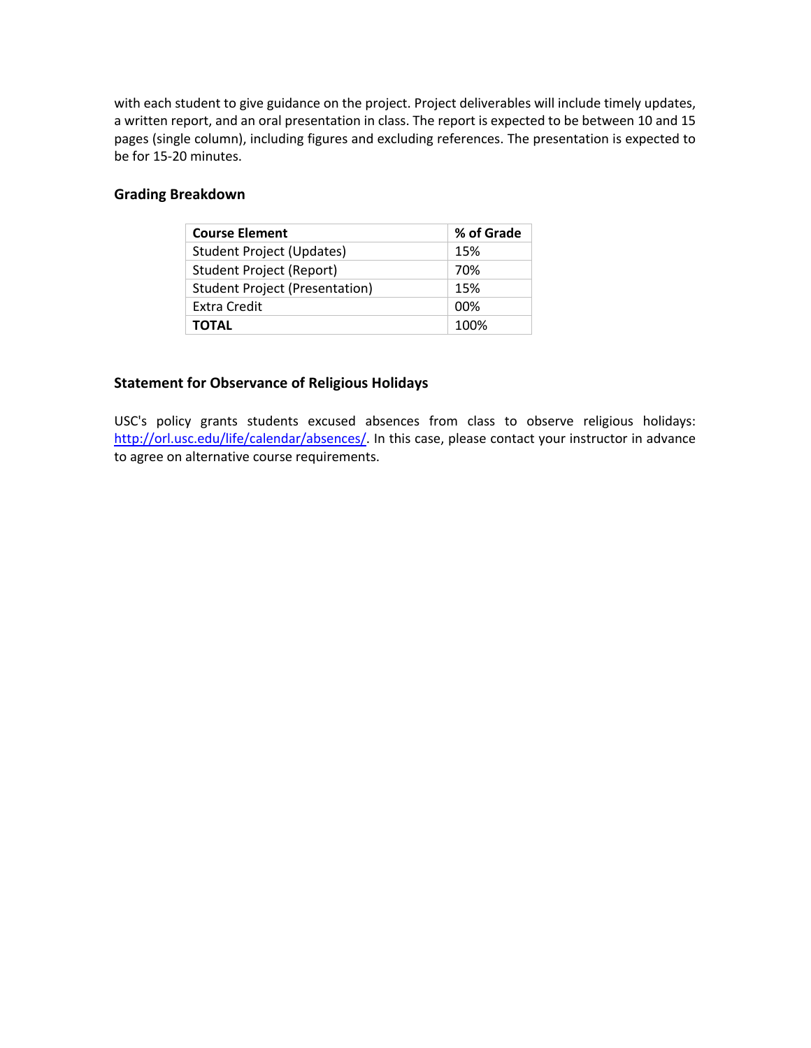with each student to give guidance on the project. Project deliverables will include timely updates, a written report, and an oral presentation in class. The report is expected to be between 10 and 15 pages (single column), including figures and excluding references. The presentation is expected to be for 15-20 minutes.

### Grading Breakdown

| Course Element | % of Grade |
| --- | --- |
| Student Project (Updates) | 15% |
| Student Project (Report) | 70% |
| Student Project (Presentation) | 15% |
| Extra Credit | 00% |
| **TOTAL** | 100% |

### Statement for Observance of Religious Holidays

USC's policy grants students excused absences from class to observe religious holidays: [http://orl.usc.edu/life/calendar/absences/](http://orl.usc.edu/life/calendar/absences/). In this case, please contact your instructor in advance to agree on alternative course requirements.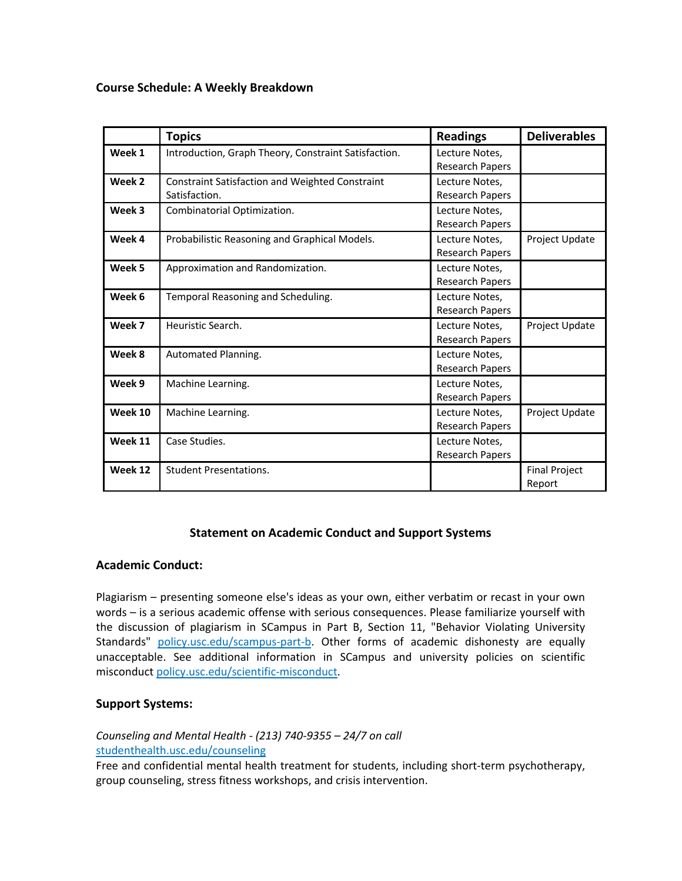### Course Schedule: A Weekly Breakdown

| | Topics | Readings | Deliverables |
|---|---|---|---|
| **Week 1** | Introduction, Graph Theory, Constraint Satisfaction. | Lecture Notes, Research Papers | |
| **Week 2** | Constraint Satisfaction and Weighted Constraint Satisfaction. | Lecture Notes, Research Papers | |
| **Week 3** | Combinatorial Optimization. | Lecture Notes, Research Papers | |
| **Week 4** | Probabilistic Reasoning and Graphical Models. | Lecture Notes, Research Papers | Project Update |
| **Week 5** | Approximation and Randomization. | Lecture Notes, Research Papers | |
| **Week 6** | Temporal Reasoning and Scheduling. | Lecture Notes, Research Papers | |
| **Week 7** | Heuristic Search. | Lecture Notes, Research Papers | Project Update |
| **Week 8** | Automated Planning. | Lecture Notes, Research Papers | |
| **Week 9** | Machine Learning. | Lecture Notes, Research Papers | |
| **Week 10** | Machine Learning. | Lecture Notes, Research Papers | Project Update |
| **Week 11** | Case Studies. | Lecture Notes, Research Papers | |
| **Week 12** | Student Presentations. | | Final Project Report |

## Statement on Academic Conduct and Support Systems

### Academic Conduct:

Plagiarism – presenting someone else's ideas as your own, either verbatim or recast in your own words – is a serious academic offense with serious consequences. Please familiarize yourself with the discussion of plagiarism in SCampus in Part B, Section 11, "Behavior Violating University Standards" policy.usc.edu/scampus-part-b. Other forms of academic dishonesty are equally unacceptable. See additional information in SCampus and university policies on scientific misconduct policy.usc.edu/scientific-misconduct.

### Support Systems:

*Counseling and Mental Health - (213) 740-9355 – 24/7 on call*
studenthealth.usc.edu/counseling
Free and confidential mental health treatment for students, including short-term psychotherapy, group counseling, stress fitness workshops, and crisis intervention.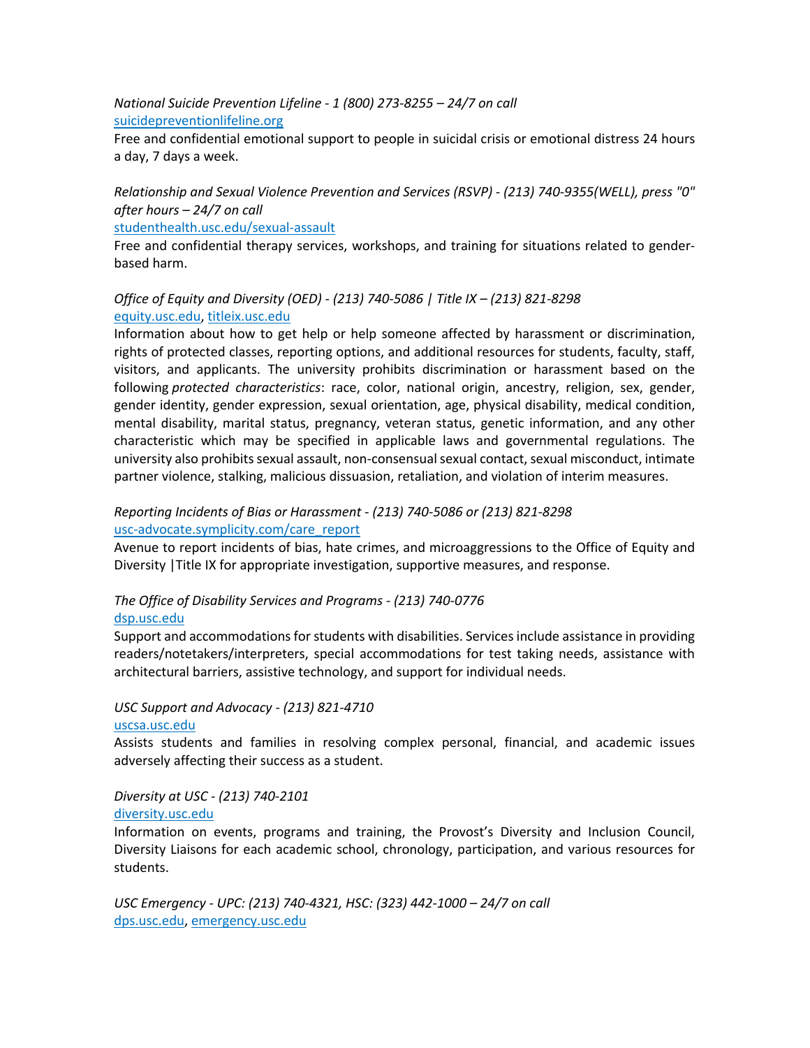*National Suicide Prevention Lifeline - 1 (800) 273-8255 – 24/7 on call*
[suicidepreventionlifeline.org](suicidepreventionlifeline.org)
Free and confidential emotional support to people in suicidal crisis or emotional distress 24 hours a day, 7 days a week.

*Relationship and Sexual Violence Prevention and Services (RSVP) - (213) 740-9355(WELL), press "0" after hours – 24/7 on call*
[studenthealth.usc.edu/sexual-assault](studenthealth.usc.edu/sexual-assault)
Free and confidential therapy services, workshops, and training for situations related to gender-based harm.

*Office of Equity and Diversity (OED) - (213) 740-5086 | Title IX – (213) 821-8298*
[equity.usc.edu](equity.usc.edu), [titleix.usc.edu](titleix.usc.edu)
Information about how to get help or help someone affected by harassment or discrimination, rights of protected classes, reporting options, and additional resources for students, faculty, staff, visitors, and applicants. The university prohibits discrimination or harassment based on the following *protected characteristics*: race, color, national origin, ancestry, religion, sex, gender, gender identity, gender expression, sexual orientation, age, physical disability, medical condition, mental disability, marital status, pregnancy, veteran status, genetic information, and any other characteristic which may be specified in applicable laws and governmental regulations. The university also prohibits sexual assault, non-consensual sexual contact, sexual misconduct, intimate partner violence, stalking, malicious dissuasion, retaliation, and violation of interim measures.

*Reporting Incidents of Bias or Harassment - (213) 740-5086 or (213) 821-8298*
[usc-advocate.symplicity.com/care_report](usc-advocate.symplicity.com/care_report)
Avenue to report incidents of bias, hate crimes, and microaggressions to the Office of Equity and Diversity |Title IX for appropriate investigation, supportive measures, and response.

*The Office of Disability Services and Programs - (213) 740-0776*
[dsp.usc.edu](dsp.usc.edu)
Support and accommodations for students with disabilities. Services include assistance in providing readers/notetakers/interpreters, special accommodations for test taking needs, assistance with architectural barriers, assistive technology, and support for individual needs.

*USC Support and Advocacy - (213) 821-4710*
[uscsa.usc.edu](uscsa.usc.edu)
Assists students and families in resolving complex personal, financial, and academic issues adversely affecting their success as a student.

*Diversity at USC - (213) 740-2101*
[diversity.usc.edu](diversity.usc.edu)
Information on events, programs and training, the Provost's Diversity and Inclusion Council, Diversity Liaisons for each academic school, chronology, participation, and various resources for students.

*USC Emergency - UPC: (213) 740-4321, HSC: (323) 442-1000 – 24/7 on call*
[dps.usc.edu](dps.usc.edu), [emergency.usc.edu](emergency.usc.edu)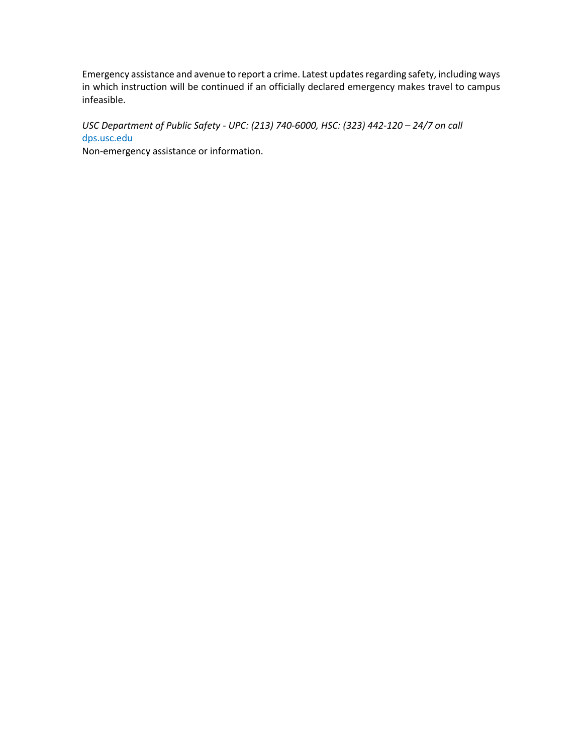Emergency assistance and avenue to report a crime. Latest updates regarding safety, including ways in which instruction will be continued if an officially declared emergency makes travel to campus infeasible.

*USC Department of Public Safety - UPC: (213) 740-6000, HSC: (323) 442-120 – 24/7 on call*
[dps.usc.edu](dps.usc.edu)
Non-emergency assistance or information.